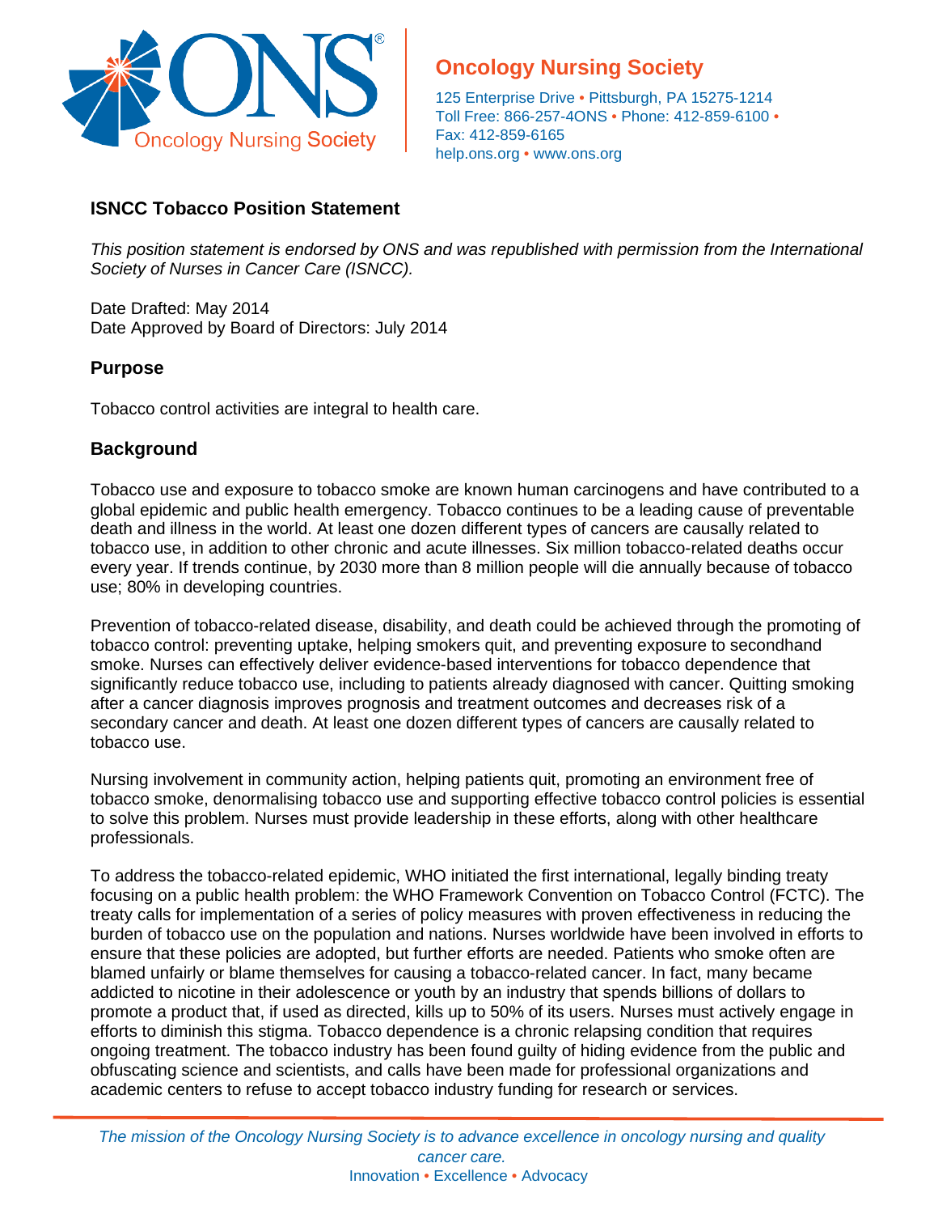**Oncology Nursing Society**

125 Enterprise Drive • Pittsburgh, PA 15275-1214
Toll Free: 866-257-4ONS • Phone: 412-859-6100 • Fax: 412-859-6165
help.ons.org • www.ons.org

## ISNCC Tobacco Position Statement

*This position statement is endorsed by ONS and was republished with permission from the International Society of Nurses in Cancer Care (ISNCC).*

Date Drafted: May 2014
Date Approved by Board of Directors: July 2014

## Purpose

Tobacco control activities are integral to health care.

## Background

Tobacco use and exposure to tobacco smoke are known human carcinogens and have contributed to a global epidemic and public health emergency. Tobacco continues to be a leading cause of preventable death and illness in the world. At least one dozen different types of cancers are causally related to tobacco use, in addition to other chronic and acute illnesses. Six million tobacco-related deaths occur every year. If trends continue, by 2030 more than 8 million people will die annually because of tobacco use; 80% in developing countries.

Prevention of tobacco-related disease, disability, and death could be achieved through the promoting of tobacco control: preventing uptake, helping smokers quit, and preventing exposure to secondhand smoke. Nurses can effectively deliver evidence-based interventions for tobacco dependence that significantly reduce tobacco use, including to patients already diagnosed with cancer. Quitting smoking after a cancer diagnosis improves prognosis and treatment outcomes and decreases risk of a secondary cancer and death. At least one dozen different types of cancers are causally related to tobacco use.

Nursing involvement in community action, helping patients quit, promoting an environment free of tobacco smoke, denormalising tobacco use and supporting effective tobacco control policies is essential to solve this problem. Nurses must provide leadership in these efforts, along with other healthcare professionals.

To address the tobacco-related epidemic, WHO initiated the first international, legally binding treaty focusing on a public health problem: the WHO Framework Convention on Tobacco Control (FCTC). The treaty calls for implementation of a series of policy measures with proven effectiveness in reducing the burden of tobacco use on the population and nations. Nurses worldwide have been involved in efforts to ensure that these policies are adopted, but further efforts are needed. Patients who smoke often are blamed unfairly or blame themselves for causing a tobacco-related cancer. In fact, many became addicted to nicotine in their adolescence or youth by an industry that spends billions of dollars to promote a product that, if used as directed, kills up to 50% of its users. Nurses must actively engage in efforts to diminish this stigma. Tobacco dependence is a chronic relapsing condition that requires ongoing treatment. The tobacco industry has been found guilty of hiding evidence from the public and obfuscating science and scientists, and calls have been made for professional organizations and academic centers to refuse to accept tobacco industry funding for research or services.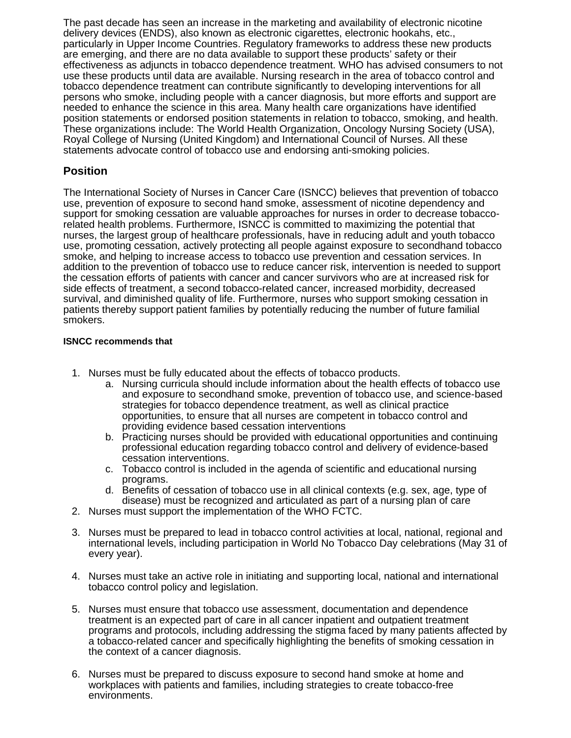The past decade has seen an increase in the marketing and availability of electronic nicotine delivery devices (ENDS), also known as electronic cigarettes, electronic hookahs, etc., particularly in Upper Income Countries. Regulatory frameworks to address these new products are emerging, and there are no data available to support these products' safety or their effectiveness as adjuncts in tobacco dependence treatment. WHO has advised consumers to not use these products until data are available. Nursing research in the area of tobacco control and tobacco dependence treatment can contribute significantly to developing interventions for all persons who smoke, including people with a cancer diagnosis, but more efforts and support are needed to enhance the science in this area. Many health care organizations have identified position statements or endorsed position statements in relation to tobacco, smoking, and health. These organizations include: The World Health Organization, Oncology Nursing Society (USA), Royal College of Nursing (United Kingdom) and International Council of Nurses. All these statements advocate control of tobacco use and endorsing anti-smoking policies.

## Position

The International Society of Nurses in Cancer Care (ISNCC) believes that prevention of tobacco use, prevention of exposure to second hand smoke, assessment of nicotine dependency and support for smoking cessation are valuable approaches for nurses in order to decrease tobacco-related health problems. Furthermore, ISNCC is committed to maximizing the potential that nurses, the largest group of healthcare professionals, have in reducing adult and youth tobacco use, promoting cessation, actively protecting all people against exposure to secondhand tobacco smoke, and helping to increase access to tobacco use prevention and cessation services. In addition to the prevention of tobacco use to reduce cancer risk, intervention is needed to support the cessation efforts of patients with cancer and cancer survivors who are at increased risk for side effects of treatment, a second tobacco-related cancer, increased morbidity, decreased survival, and diminished quality of life. Furthermore, nurses who support smoking cessation in patients thereby support patient families by potentially reducing the number of future familial smokers.

**ISNCC recommends that**

1. Nurses must be fully educated about the effects of tobacco products.
    a. Nursing curricula should include information about the health effects of tobacco use and exposure to secondhand smoke, prevention of tobacco use, and science-based strategies for tobacco dependence treatment, as well as clinical practice opportunities, to ensure that all nurses are competent in tobacco control and providing evidence based cessation interventions
    b. Practicing nurses should be provided with educational opportunities and continuing professional education regarding tobacco control and delivery of evidence-based cessation interventions.
    c. Tobacco control is included in the agenda of scientific and educational nursing programs.
    d. Benefits of cessation of tobacco use in all clinical contexts (e.g. sex, age, type of disease) must be recognized and articulated as part of a nursing plan of care
2. Nurses must support the implementation of the WHO FCTC.
3. Nurses must be prepared to lead in tobacco control activities at local, national, regional and international levels, including participation in World No Tobacco Day celebrations (May 31 of every year).
4. Nurses must take an active role in initiating and supporting local, national and international tobacco control policy and legislation.
5. Nurses must ensure that tobacco use assessment, documentation and dependence treatment is an expected part of care in all cancer inpatient and outpatient treatment programs and protocols, including addressing the stigma faced by many patients affected by a tobacco-related cancer and specifically highlighting the benefits of smoking cessation in the context of a cancer diagnosis.
6. Nurses must be prepared to discuss exposure to second hand smoke at home and workplaces with patients and families, including strategies to create tobacco-free environments.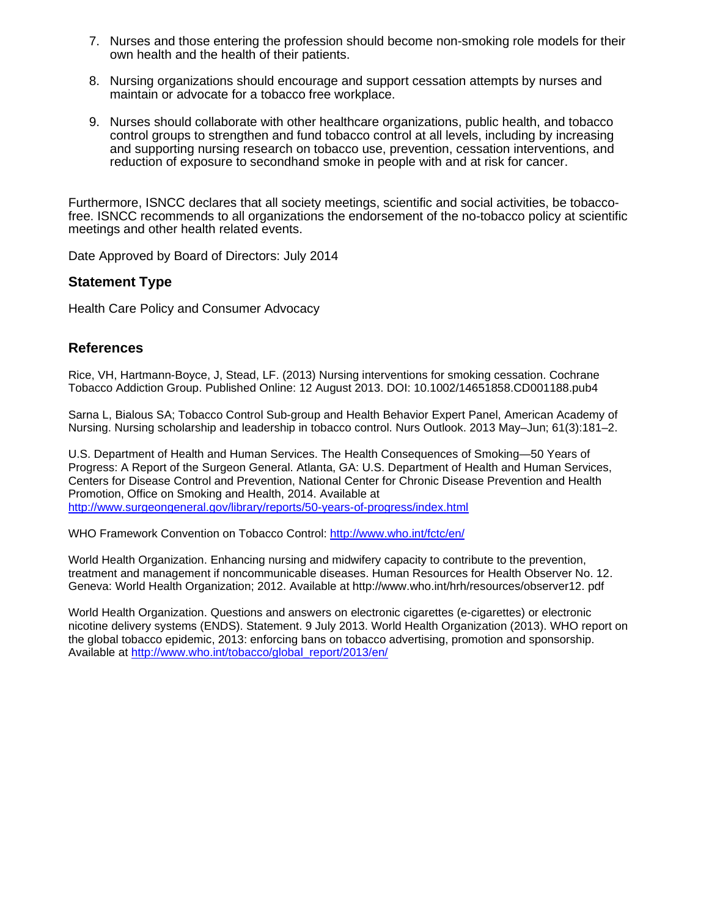7. Nurses and those entering the profession should become non-smoking role models for their own health and the health of their patients.

8. Nursing organizations should encourage and support cessation attempts by nurses and maintain or advocate for a tobacco free workplace.

9. Nurses should collaborate with other healthcare organizations, public health, and tobacco control groups to strengthen and fund tobacco control at all levels, including by increasing and supporting nursing research on tobacco use, prevention, cessation interventions, and reduction of exposure to secondhand smoke in people with and at risk for cancer.

Furthermore, ISNCC declares that all society meetings, scientific and social activities, be tobacco-free. ISNCC recommends to all organizations the endorsement of the no-tobacco policy at scientific meetings and other health related events.

Date Approved by Board of Directors: July 2014

### Statement Type

Health Care Policy and Consumer Advocacy

### References

Rice, VH, Hartmann-Boyce, J, Stead, LF. (2013) Nursing interventions for smoking cessation. Cochrane Tobacco Addiction Group. Published Online: 12 August 2013. DOI: 10.1002/14651858.CD001188.pub4

Sarna L, Bialous SA; Tobacco Control Sub-group and Health Behavior Expert Panel, American Academy of Nursing. Nursing scholarship and leadership in tobacco control. Nurs Outlook. 2013 May–Jun; 61(3):181–2.

U.S. Department of Health and Human Services. The Health Consequences of Smoking—50 Years of Progress: A Report of the Surgeon General. Atlanta, GA: U.S. Department of Health and Human Services, Centers for Disease Control and Prevention, National Center for Chronic Disease Prevention and Health Promotion, Office on Smoking and Health, 2014. Available at http://www.surgeongeneral.gov/library/reports/50-years-of-progress/index.html

WHO Framework Convention on Tobacco Control: http://www.who.int/fctc/en/

World Health Organization. Enhancing nursing and midwifery capacity to contribute to the prevention, treatment and management if noncommunicable diseases. Human Resources for Health Observer No. 12. Geneva: World Health Organization; 2012. Available at http://www.who.int/hrh/resources/observer12. pdf

World Health Organization. Questions and answers on electronic cigarettes (e-cigarettes) or electronic nicotine delivery systems (ENDS). Statement. 9 July 2013. World Health Organization (2013). WHO report on the global tobacco epidemic, 2013: enforcing bans on tobacco advertising, promotion and sponsorship. Available at http://www.who.int/tobacco/global_report/2013/en/